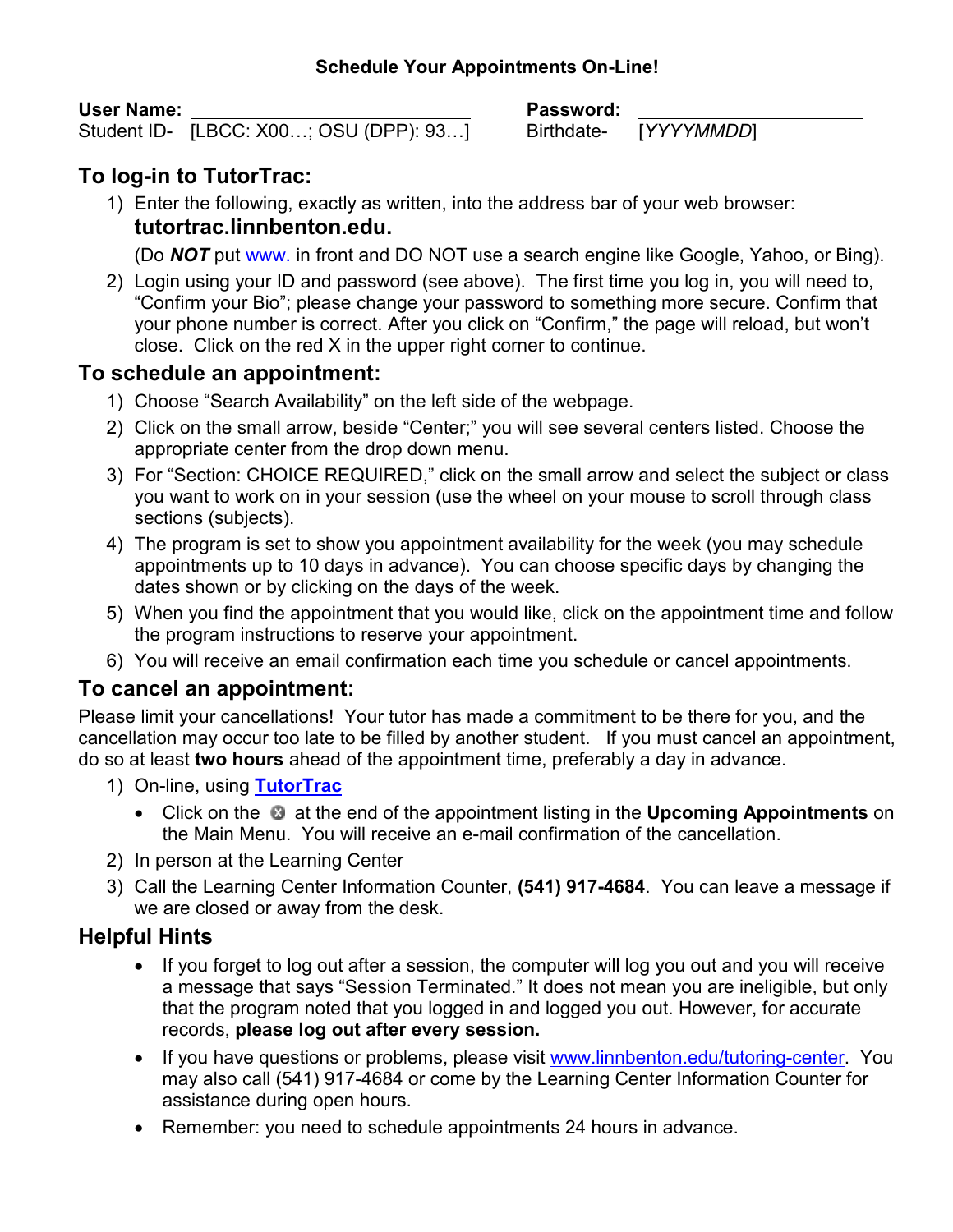**Schedule Your Appointments On-Line!**

**User Name:** ____________________________ **Password:** ______________________

Student ID- [LBCC: X00…; OSU (DPP): 93…] Birthdate- [*YYYYMMDD*]

## To log-in to TutorTrac:

1) Enter the following, exactly as written, into the address bar of your web browser: **tutortrac.linnbenton.edu.**

   (Do ***NOT*** put www. in front and DO NOT use a search engine like Google, Yahoo, or Bing).

2) Login using your ID and password (see above). The first time you log in, you will need to, "Confirm your Bio"; please change your password to something more secure. Confirm that your phone number is correct. After you click on "Confirm," the page will reload, but won't close. Click on the red X in the upper right corner to continue.

## To schedule an appointment:

1) Choose "Search Availability" on the left side of the webpage.
2) Click on the small arrow, beside "Center;" you will see several centers listed. Choose the appropriate center from the drop down menu.
3) For "Section: CHOICE REQUIRED," click on the small arrow and select the subject or class you want to work on in your session (use the wheel on your mouse to scroll through class sections (subjects).
4) The program is set to show you appointment availability for the week (you may schedule appointments up to 10 days in advance). You can choose specific days by changing the dates shown or by clicking on the days of the week.
5) When you find the appointment that you would like, click on the appointment time and follow the program instructions to reserve your appointment.
6) You will receive an email confirmation each time you schedule or cancel appointments.

## To cancel an appointment:

Please limit your cancellations! Your tutor has made a commitment to be there for you, and the cancellation may occur too late to be filled by another student. If you must cancel an appointment, do so at least **two hours** ahead of the appointment time, preferably a day in advance.

1) On-line, using **TutorTrac**
   - Click on the ⊗ at the end of the appointment listing in the **Upcoming Appointments** on the Main Menu. You will receive an e-mail confirmation of the cancellation.
2) In person at the Learning Center
3) Call the Learning Center Information Counter, **(541) 917-4684**. You can leave a message if we are closed or away from the desk.

## Helpful Hints

- If you forget to log out after a session, the computer will log you out and you will receive a message that says "Session Terminated." It does not mean you are ineligible, but only that the program noted that you logged in and logged you out. However, for accurate records, **please log out after every session.**
- If you have questions or problems, please visit www.linnbenton.edu/tutoring-center. You may also call (541) 917-4684 or come by the Learning Center Information Counter for assistance during open hours.
- Remember: you need to schedule appointments 24 hours in advance.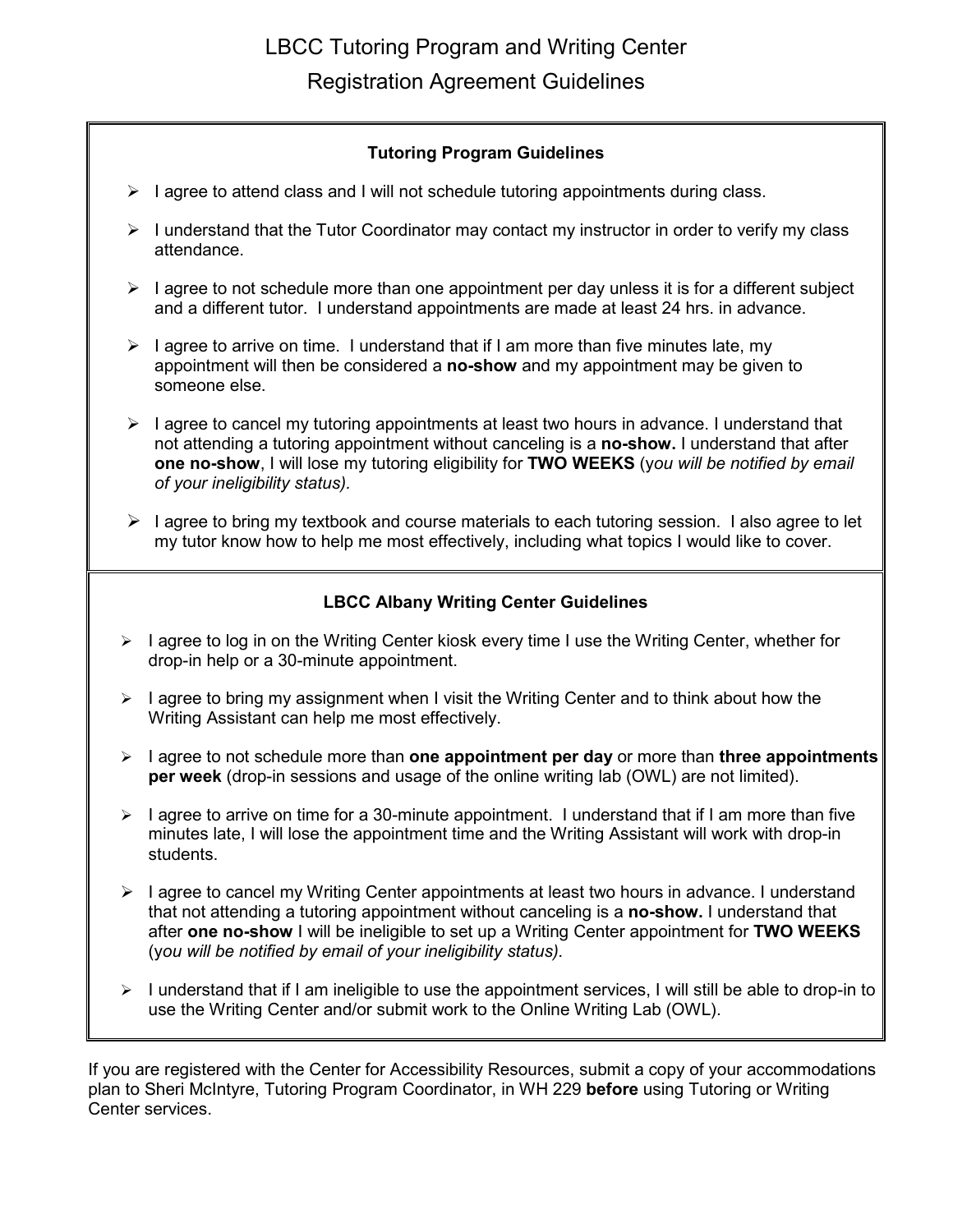# LBCC Tutoring Program and Writing Center

# Registration Agreement Guidelines

### Tutoring Program Guidelines

- I agree to attend class and I will not schedule tutoring appointments during class.
- I understand that the Tutor Coordinator may contact my instructor in order to verify my class attendance.
- I agree to not schedule more than one appointment per day unless it is for a different subject and a different tutor. I understand appointments are made at least 24 hrs. in advance.
- I agree to arrive on time. I understand that if I am more than five minutes late, my appointment will then be considered a **no-show** and my appointment may be given to someone else.
- I agree to cancel my tutoring appointments at least two hours in advance. I understand that not attending a tutoring appointment without canceling is a **no-show.** I understand that after **one no-show**, I will lose my tutoring eligibility for **TWO WEEKS** (*you will be notified by email of your ineligibility status).*
- I agree to bring my textbook and course materials to each tutoring session. I also agree to let my tutor know how to help me most effectively, including what topics I would like to cover.

### LBCC Albany Writing Center Guidelines

- I agree to log in on the Writing Center kiosk every time I use the Writing Center, whether for drop-in help or a 30-minute appointment.
- I agree to bring my assignment when I visit the Writing Center and to think about how the Writing Assistant can help me most effectively.
- I agree to not schedule more than **one appointment per day** or more than **three appointments per week** (drop-in sessions and usage of the online writing lab (OWL) are not limited).
- I agree to arrive on time for a 30-minute appointment. I understand that if I am more than five minutes late, I will lose the appointment time and the Writing Assistant will work with drop-in students.
- I agree to cancel my Writing Center appointments at least two hours in advance. I understand that not attending a tutoring appointment without canceling is a **no-show.** I understand that after **one no-show** I will be ineligible to set up a Writing Center appointment for **TWO WEEKS** (*you will be notified by email of your ineligibility status).*
- I understand that if I am ineligible to use the appointment services, I will still be able to drop-in to use the Writing Center and/or submit work to the Online Writing Lab (OWL).

If you are registered with the Center for Accessibility Resources, submit a copy of your accommodations plan to Sheri McIntyre, Tutoring Program Coordinator, in WH 229 **before** using Tutoring or Writing Center services.